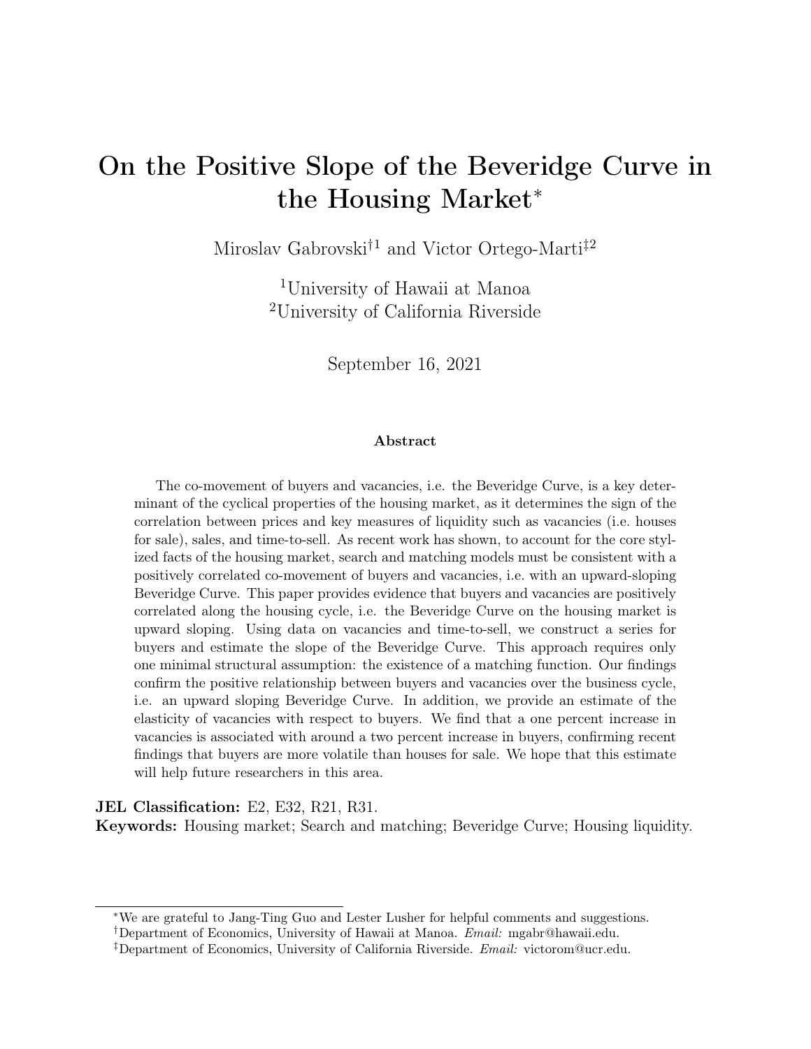# On the Positive Slope of the Beveridge Curve in the Housing Market*

Miroslav Gabrovski[†1] and Victor Ortego-Marti[‡2]

[1]University of Hawaii at Manoa
[2]University of California Riverside

September 16, 2021

### Abstract

The co-movement of buyers and vacancies, i.e. the Beveridge Curve, is a key determinant of the cyclical properties of the housing market, as it determines the sign of the correlation between prices and key measures of liquidity such as vacancies (i.e. houses for sale), sales, and time-to-sell. As recent work has shown, to account for the core stylized facts of the housing market, search and matching models must be consistent with a positively correlated co-movement of buyers and vacancies, i.e. with an upward-sloping Beveridge Curve. This paper provides evidence that buyers and vacancies are positively correlated along the housing cycle, i.e. the Beveridge Curve on the housing market is upward sloping. Using data on vacancies and time-to-sell, we construct a series for buyers and estimate the slope of the Beveridge Curve. This approach requires only one minimal structural assumption: the existence of a matching function. Our findings confirm the positive relationship between buyers and vacancies over the business cycle, i.e. an upward sloping Beveridge Curve. In addition, we provide an estimate of the elasticity of vacancies with respect to buyers. We find that a one percent increase in vacancies is associated with around a two percent increase in buyers, confirming recent findings that buyers are more volatile than houses for sale. We hope that this estimate will help future researchers in this area.

**JEL Classification:** E2, E32, R21, R31.
**Keywords:** Housing market; Search and matching; Beveridge Curve; Housing liquidity.

---

*We are grateful to Jang-Ting Guo and Lester Lusher for helpful comments and suggestions.

†Department of Economics, University of Hawaii at Manoa. *Email:* mgabr@hawaii.edu.

‡Department of Economics, University of California Riverside. *Email:* victorom@ucr.edu.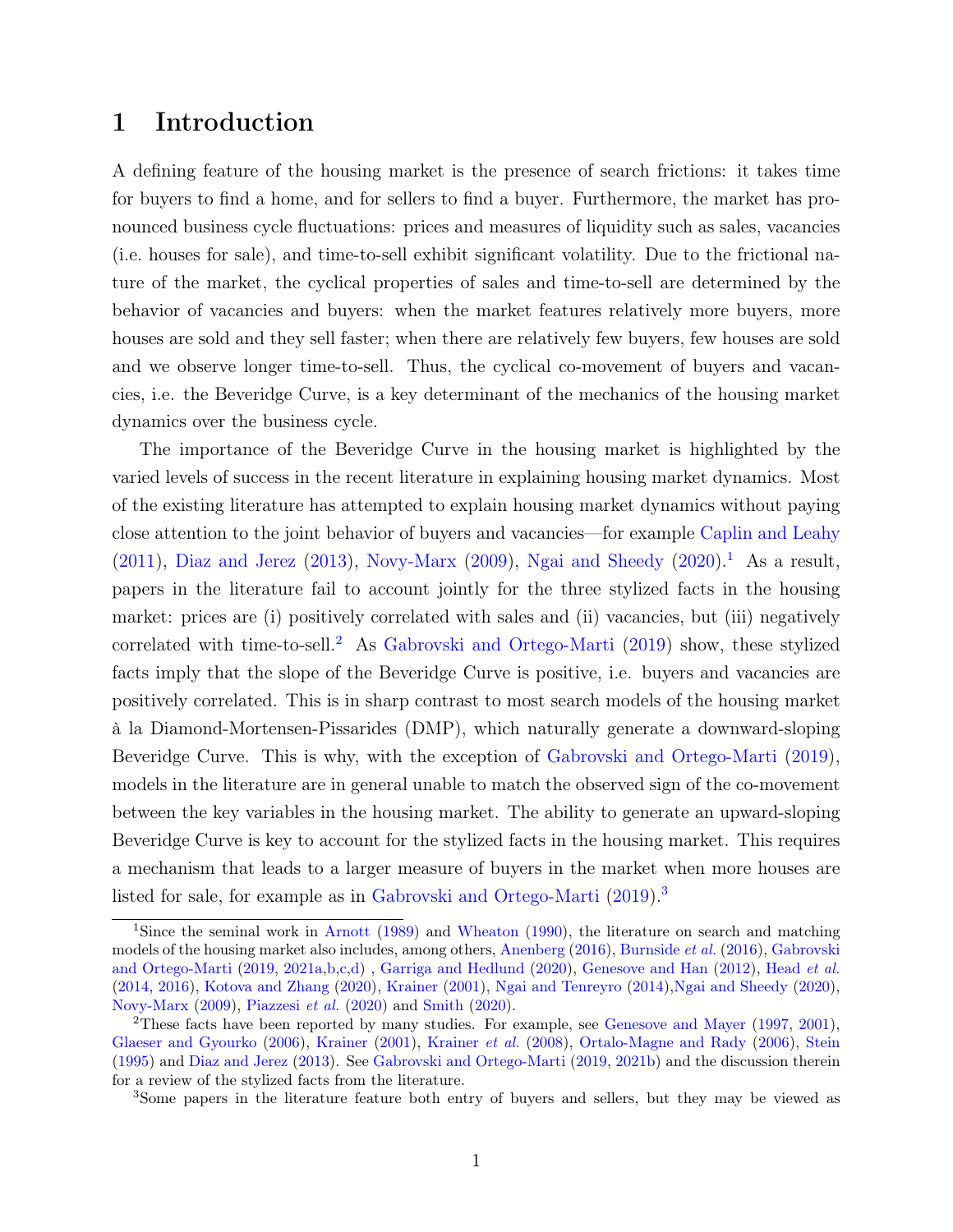# 1 Introduction

A defining feature of the housing market is the presence of search frictions: it takes time for buyers to find a home, and for sellers to find a buyer. Furthermore, the market has pronounced business cycle fluctuations: prices and measures of liquidity such as sales, vacancies (i.e. houses for sale), and time-to-sell exhibit significant volatility. Due to the frictional nature of the market, the cyclical properties of sales and time-to-sell are determined by the behavior of vacancies and buyers: when the market features relatively more buyers, more houses are sold and they sell faster; when there are relatively few buyers, few houses are sold and we observe longer time-to-sell. Thus, the cyclical co-movement of buyers and vacancies, i.e. the Beveridge Curve, is a key determinant of the mechanics of the housing market dynamics over the business cycle.

The importance of the Beveridge Curve in the housing market is highlighted by the varied levels of success in the recent literature in explaining housing market dynamics. Most of the existing literature has attempted to explain housing market dynamics without paying close attention to the joint behavior of buyers and vacancies—for example Caplin and Leahy (2011), Diaz and Jerez (2013), Novy-Marx (2009), Ngai and Sheedy (2020).[1] As a result, papers in the literature fail to account jointly for the three stylized facts in the housing market: prices are (i) positively correlated with sales and (ii) vacancies, but (iii) negatively correlated with time-to-sell.[2] As Gabrovski and Ortego-Marti (2019) show, these stylized facts imply that the slope of the Beveridge Curve is positive, i.e. buyers and vacancies are positively correlated. This is in sharp contrast to most search models of the housing market à la Diamond-Mortensen-Pissarides (DMP), which naturally generate a downward-sloping Beveridge Curve. This is why, with the exception of Gabrovski and Ortego-Marti (2019), models in the literature are in general unable to match the observed sign of the co-movement between the key variables in the housing market. The ability to generate an upward-sloping Beveridge Curve is key to account for the stylized facts in the housing market. This requires a mechanism that leads to a larger measure of buyers in the market when more houses are listed for sale, for example as in Gabrovski and Ortego-Marti (2019).[3]

[1] Since the seminal work in Arnott (1989) and Wheaton (1990), the literature on search and matching models of the housing market also includes, among others, Anenberg (2016), Burnside *et al.* (2016), Gabrovski and Ortego-Marti (2019, 2021a,b,c,d) , Garriga and Hedlund (2020), Genesove and Han (2012), Head *et al.* (2014, 2016), Kotova and Zhang (2020), Krainer (2001), Ngai and Tenreyro (2014),Ngai and Sheedy (2020), Novy-Marx (2009), Piazzesi *et al.* (2020) and Smith (2020).

[2] These facts have been reported by many studies. For example, see Genesove and Mayer (1997, 2001), Glaeser and Gyourko (2006), Krainer (2001), Krainer *et al.* (2008), Ortalo-Magne and Rady (2006), Stein (1995) and Diaz and Jerez (2013). See Gabrovski and Ortego-Marti (2019, 2021b) and the discussion therein for a review of the stylized facts from the literature.

[3] Some papers in the literature feature both entry of buyers and sellers, but they may be viewed as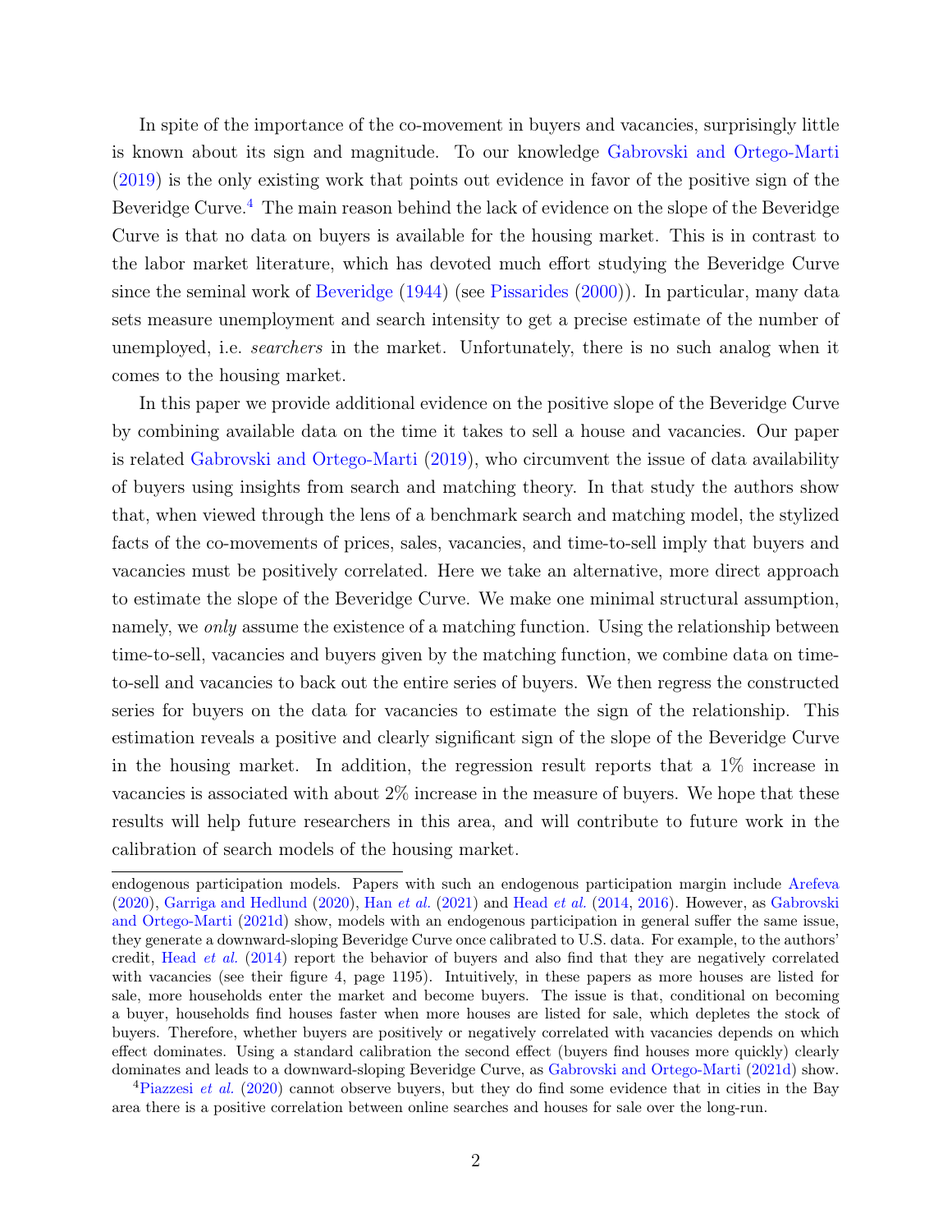In spite of the importance of the co-movement in buyers and vacancies, surprisingly little is known about its sign and magnitude. To our knowledge Gabrovski and Ortego-Marti (2019) is the only existing work that points out evidence in favor of the positive sign of the Beveridge Curve.[4] The main reason behind the lack of evidence on the slope of the Beveridge Curve is that no data on buyers is available for the housing market. This is in contrast to the labor market literature, which has devoted much effort studying the Beveridge Curve since the seminal work of Beveridge (1944) (see Pissarides (2000)). In particular, many data sets measure unemployment and search intensity to get a precise estimate of the number of unemployed, i.e. *searchers* in the market. Unfortunately, there is no such analog when it comes to the housing market.

In this paper we provide additional evidence on the positive slope of the Beveridge Curve by combining available data on the time it takes to sell a house and vacancies. Our paper is related Gabrovski and Ortego-Marti (2019), who circumvent the issue of data availability of buyers using insights from search and matching theory. In that study the authors show that, when viewed through the lens of a benchmark search and matching model, the stylized facts of the co-movements of prices, sales, vacancies, and time-to-sell imply that buyers and vacancies must be positively correlated. Here we take an alternative, more direct approach to estimate the slope of the Beveridge Curve. We make one minimal structural assumption, namely, we *only* assume the existence of a matching function. Using the relationship between time-to-sell, vacancies and buyers given by the matching function, we combine data on time-to-sell and vacancies to back out the entire series of buyers. We then regress the constructed series for buyers on the data for vacancies to estimate the sign of the relationship. This estimation reveals a positive and clearly significant sign of the slope of the Beveridge Curve in the housing market. In addition, the regression result reports that a 1% increase in vacancies is associated with about 2% increase in the measure of buyers. We hope that these results will help future researchers in this area, and will contribute to future work in the calibration of search models of the housing market.

endogenous participation models. Papers with such an endogenous participation margin include Arefeva (2020), Garriga and Hedlund (2020), Han *et al.* (2021) and Head *et al.* (2014, 2016). However, as Gabrovski and Ortego-Marti (2021d) show, models with an endogenous participation in general suffer the same issue, they generate a downward-sloping Beveridge Curve once calibrated to U.S. data. For example, to the authors' credit, Head *et al.* (2014) report the behavior of buyers and also find that they are negatively correlated with vacancies (see their figure 4, page 1195). Intuitively, in these papers as more houses are listed for sale, more households enter the market and become buyers. The issue is that, conditional on becoming a buyer, households find houses faster when more houses are listed for sale, which depletes the stock of buyers. Therefore, whether buyers are positively or negatively correlated with vacancies depends on which effect dominates. Using a standard calibration the second effect (buyers find houses more quickly) clearly dominates and leads to a downward-sloping Beveridge Curve, as Gabrovski and Ortego-Marti (2021d) show.

[4] Piazzesi *et al.* (2020) cannot observe buyers, but they do find some evidence that in cities in the Bay area there is a positive correlation between online searches and houses for sale over the long-run.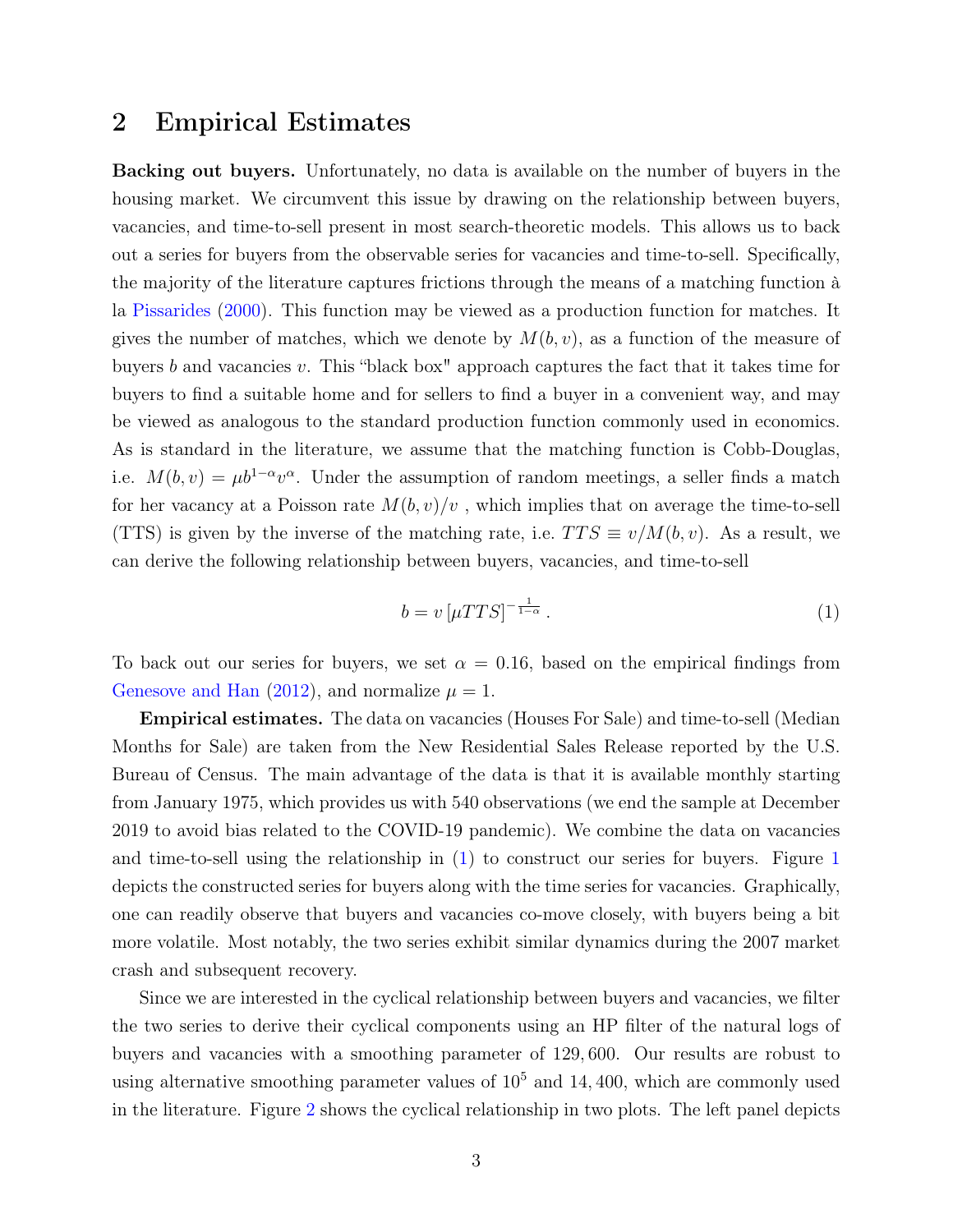## 2 Empirical Estimates

**Backing out buyers.** Unfortunately, no data is available on the number of buyers in the housing market. We circumvent this issue by drawing on the relationship between buyers, vacancies, and time-to-sell present in most search-theoretic models. This allows us to back out a series for buyers from the observable series for vacancies and time-to-sell. Specifically, the majority of the literature captures frictions through the means of a matching function à la Pissarides (2000). This function may be viewed as a production function for matches. It gives the number of matches, which we denote by $M(b, v)$, as a function of the measure of buyers $b$ and vacancies $v$. This "black box" approach captures the fact that it takes time for buyers to find a suitable home and for sellers to find a buyer in a convenient way, and may be viewed as analogous to the standard production function commonly used in economics. As is standard in the literature, we assume that the matching function is Cobb-Douglas, i.e. $M(b, v) = \mu b^{1-\alpha} v^{\alpha}$. Under the assumption of random meetings, a seller finds a match for her vacancy at a Poisson rate $M(b, v)/v$ , which implies that on average the time-to-sell (TTS) is given by the inverse of the matching rate, i.e. $TTS \equiv v/M(b, v)$. As a result, we can derive the following relationship between buyers, vacancies, and time-to-sell

$$b = v \left[\mu TTS\right]^{-\frac{1}{1-\alpha}} . \tag{1}$$

To back out our series for buyers, we set $\alpha = 0.16$, based on the empirical findings from Genesove and Han (2012), and normalize $\mu = 1$.

**Empirical estimates.** The data on vacancies (Houses For Sale) and time-to-sell (Median Months for Sale) are taken from the New Residential Sales Release reported by the U.S. Bureau of Census. The main advantage of the data is that it is available monthly starting from January 1975, which provides us with 540 observations (we end the sample at December 2019 to avoid bias related to the COVID-19 pandemic). We combine the data on vacancies and time-to-sell using the relationship in (1) to construct our series for buyers. Figure 1 depicts the constructed series for buyers along with the time series for vacancies. Graphically, one can readily observe that buyers and vacancies co-move closely, with buyers being a bit more volatile. Most notably, the two series exhibit similar dynamics during the 2007 market crash and subsequent recovery.

Since we are interested in the cyclical relationship between buyers and vacancies, we filter the two series to derive their cyclical components using an HP filter of the natural logs of buyers and vacancies with a smoothing parameter of 129,600. Our results are robust to using alternative smoothing parameter values of $10^5$ and 14,400, which are commonly used in the literature. Figure 2 shows the cyclical relationship in two plots. The left panel depicts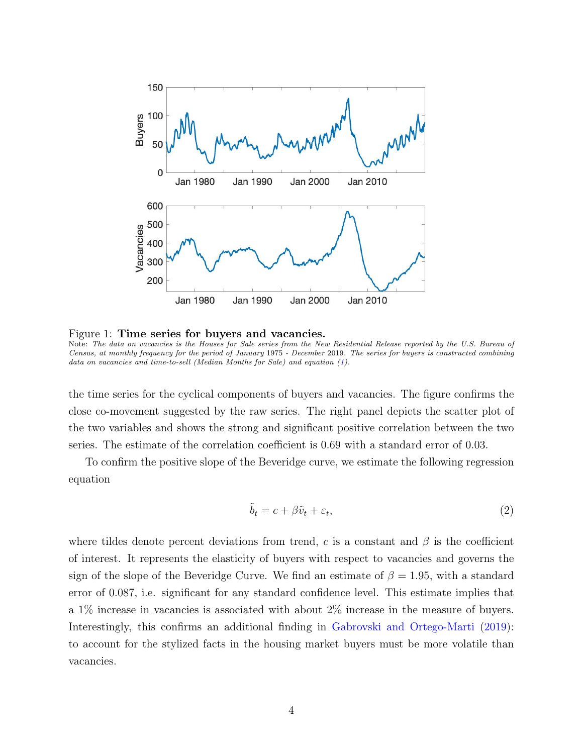Figure 1: **Time series for buyers and vacancies.**

*Note: The data on vacancies is the Houses for Sale series from the New Residential Release reported by the U.S. Bureau of Census, at monthly frequency for the period of January 1975 - December 2019. The series for buyers is constructed combining data on vacancies and time-to-sell (Median Months for Sale) and equation (1).*

the time series for the cyclical components of buyers and vacancies. The figure confirms the close co-movement suggested by the raw series. The right panel depicts the scatter plot of the two variables and shows the strong and significant positive correlation between the two series. The estimate of the correlation coefficient is 0.69 with a standard error of 0.03.

To confirm the positive slope of the Beveridge curve, we estimate the following regression equation

$$\tilde{b}_t = c + \beta \tilde{v}_t + \varepsilon_t, \tag{2}$$

where tildes denote percent deviations from trend, $c$ is a constant and $\beta$ is the coefficient of interest. It represents the elasticity of buyers with respect to vacancies and governs the sign of the slope of the Beveridge Curve. We find an estimate of $\beta = 1.95$, with a standard error of 0.087, i.e. significant for any standard confidence level. This estimate implies that a 1% increase in vacancies is associated with about 2% increase in the measure of buyers. Interestingly, this confirms an additional finding in Gabrovski and Ortego-Marti (2019): to account for the stylized facts in the housing market buyers must be more volatile than vacancies.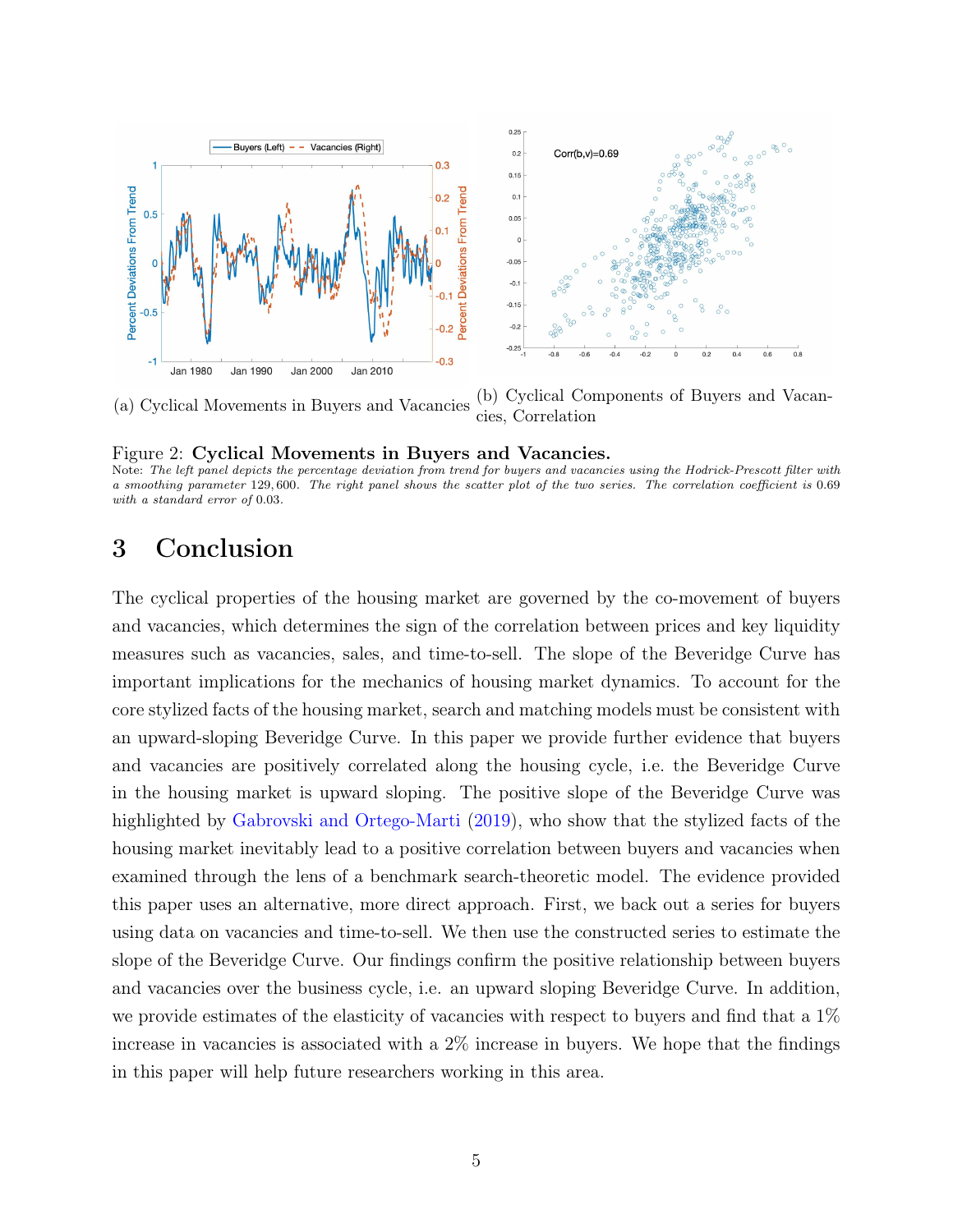(a) Cyclical Movements in Buyers and Vacancies

(b) Cyclical Components of Buyers and Vacancies, Correlation

Figure 2: **Cyclical Movements in Buyers and Vacancies.**

Note: *The left panel depicts the percentage deviation from trend for buyers and vacancies using the Hodrick-Prescott filter with a smoothing parameter* 129,600. *The right panel shows the scatter plot of the two series. The correlation coefficient is* 0.69 *with a standard error of* 0.03.

# 3 Conclusion

The cyclical properties of the housing market are governed by the co-movement of buyers and vacancies, which determines the sign of the correlation between prices and key liquidity measures such as vacancies, sales, and time-to-sell. The slope of the Beveridge Curve has important implications for the mechanics of housing market dynamics. To account for the core stylized facts of the housing market, search and matching models must be consistent with an upward-sloping Beveridge Curve. In this paper we provide further evidence that buyers and vacancies are positively correlated along the housing cycle, i.e. the Beveridge Curve in the housing market is upward sloping. The positive slope of the Beveridge Curve was highlighted by Gabrovski and Ortego-Marti (2019), who show that the stylized facts of the housing market inevitably lead to a positive correlation between buyers and vacancies when examined through the lens of a benchmark search-theoretic model. The evidence provided this paper uses an alternative, more direct approach. First, we back out a series for buyers using data on vacancies and time-to-sell. We then use the constructed series to estimate the slope of the Beveridge Curve. Our findings confirm the positive relationship between buyers and vacancies over the business cycle, i.e. an upward sloping Beveridge Curve. In addition, we provide estimates of the elasticity of vacancies with respect to buyers and find that a 1% increase in vacancies is associated with a 2% increase in buyers. We hope that the findings in this paper will help future researchers working in this area.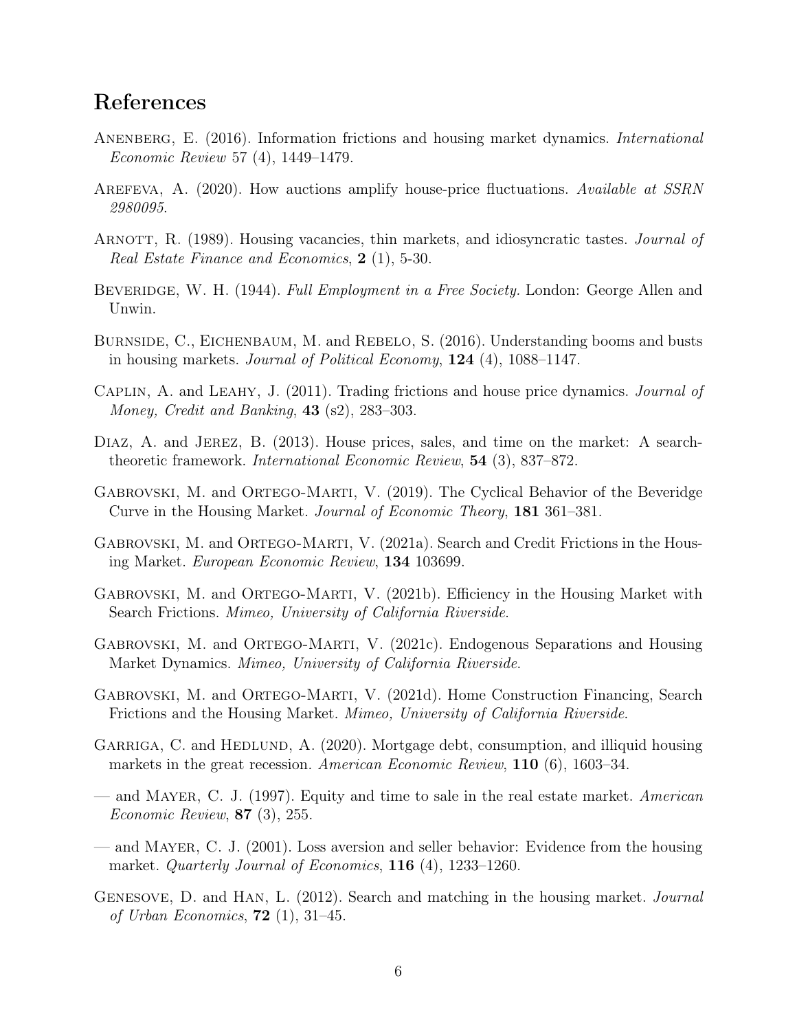## References

Anenberg, E. (2016). Information frictions and housing market dynamics. *International Economic Review* 57 (4), 1449–1479.

Arefeva, A. (2020). How auctions amplify house-price fluctuations. *Available at SSRN 2980095*.

Arnott, R. (1989). Housing vacancies, thin markets, and idiosyncratic tastes. *Journal of Real Estate Finance and Economics*, **2** (1), 5-30.

Beveridge, W. H. (1944). *Full Employment in a Free Society.* London: George Allen and Unwin.

Burnside, C., Eichenbaum, M. and Rebelo, S. (2016). Understanding booms and busts in housing markets. *Journal of Political Economy*, **124** (4), 1088–1147.

Caplin, A. and Leahy, J. (2011). Trading frictions and house price dynamics. *Journal of Money, Credit and Banking*, **43** (s2), 283–303.

Diaz, A. and Jerez, B. (2013). House prices, sales, and time on the market: A search-theoretic framework. *International Economic Review*, **54** (3), 837–872.

Gabrovski, M. and Ortego-Marti, V. (2019). The Cyclical Behavior of the Beveridge Curve in the Housing Market. *Journal of Economic Theory*, **181** 361–381.

Gabrovski, M. and Ortego-Marti, V. (2021a). Search and Credit Frictions in the Housing Market. *European Economic Review*, **134** 103699.

Gabrovski, M. and Ortego-Marti, V. (2021b). Efficiency in the Housing Market with Search Frictions. *Mimeo, University of California Riverside*.

Gabrovski, M. and Ortego-Marti, V. (2021c). Endogenous Separations and Housing Market Dynamics. *Mimeo, University of California Riverside*.

Gabrovski, M. and Ortego-Marti, V. (2021d). Home Construction Financing, Search Frictions and the Housing Market. *Mimeo, University of California Riverside*.

Garriga, C. and Hedlund, A. (2020). Mortgage debt, consumption, and illiquid housing markets in the great recession. *American Economic Review*, **110** (6), 1603–34.

— and Mayer, C. J. (1997). Equity and time to sale in the real estate market. *American Economic Review*, **87** (3), 255.

— and Mayer, C. J. (2001). Loss aversion and seller behavior: Evidence from the housing market. *Quarterly Journal of Economics*, **116** (4), 1233–1260.

Genesove, D. and Han, L. (2012). Search and matching in the housing market. *Journal of Urban Economics*, **72** (1), 31–45.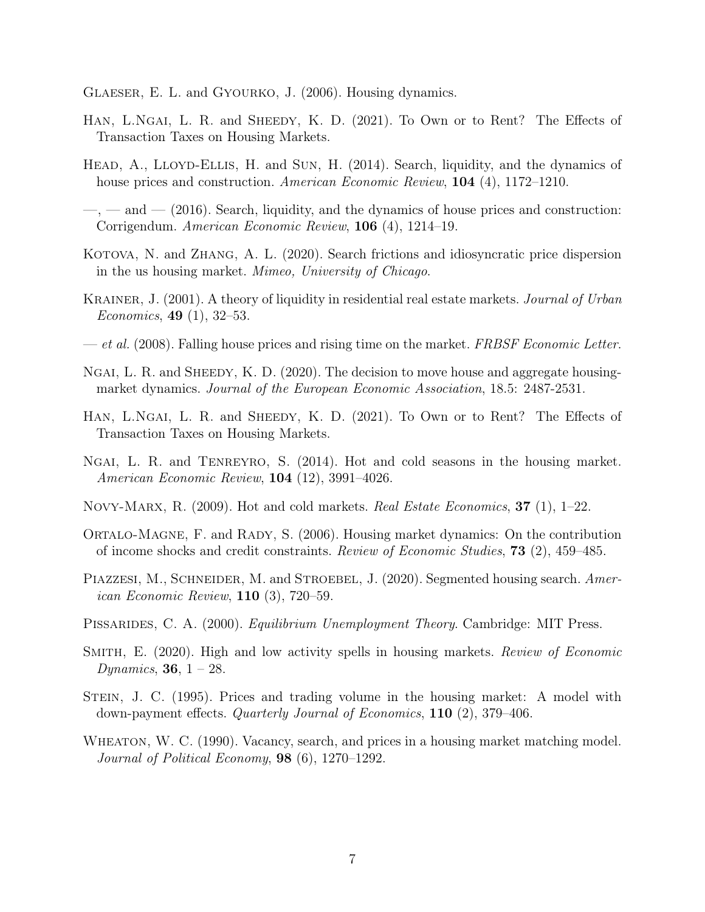Glaeser, E. L. and Gyourko, J. (2006). Housing dynamics.

Han, L.Ngai, L. R. and Sheedy, K. D. (2021). To Own or to Rent? The Effects of Transaction Taxes on Housing Markets.

Head, A., Lloyd-Ellis, H. and Sun, H. (2014). Search, liquidity, and the dynamics of house prices and construction. *American Economic Review*, **104** (4), 1172–1210.

—, — and — (2016). Search, liquidity, and the dynamics of house prices and construction: Corrigendum. *American Economic Review*, **106** (4), 1214–19.

Kotova, N. and Zhang, A. L. (2020). Search frictions and idiosyncratic price dispersion in the us housing market. *Mimeo, University of Chicago*.

Krainer, J. (2001). A theory of liquidity in residential real estate markets. *Journal of Urban Economics*, **49** (1), 32–53.

— *et al.* (2008). Falling house prices and rising time on the market. *FRBSF Economic Letter*.

Ngai, L. R. and Sheedy, K. D. (2020). The decision to move house and aggregate housing-market dynamics. *Journal of the European Economic Association*, 18.5: 2487-2531.

Han, L.Ngai, L. R. and Sheedy, K. D. (2021). To Own or to Rent? The Effects of Transaction Taxes on Housing Markets.

Ngai, L. R. and Tenreyro, S. (2014). Hot and cold seasons in the housing market. *American Economic Review*, **104** (12), 3991–4026.

Novy-Marx, R. (2009). Hot and cold markets. *Real Estate Economics*, **37** (1), 1–22.

Ortalo-Magne, F. and Rady, S. (2006). Housing market dynamics: On the contribution of income shocks and credit constraints. *Review of Economic Studies*, **73** (2), 459–485.

Piazzesi, M., Schneider, M. and Stroebel, J. (2020). Segmented housing search. *American Economic Review*, **110** (3), 720–59.

Pissarides, C. A. (2000). *Equilibrium Unemployment Theory*. Cambridge: MIT Press.

Smith, E. (2020). High and low activity spells in housing markets. *Review of Economic Dynamics*, **36**, 1 – 28.

Stein, J. C. (1995). Prices and trading volume in the housing market: A model with down-payment effects. *Quarterly Journal of Economics*, **110** (2), 379–406.

Wheaton, W. C. (1990). Vacancy, search, and prices in a housing market matching model. *Journal of Political Economy*, **98** (6), 1270–1292.